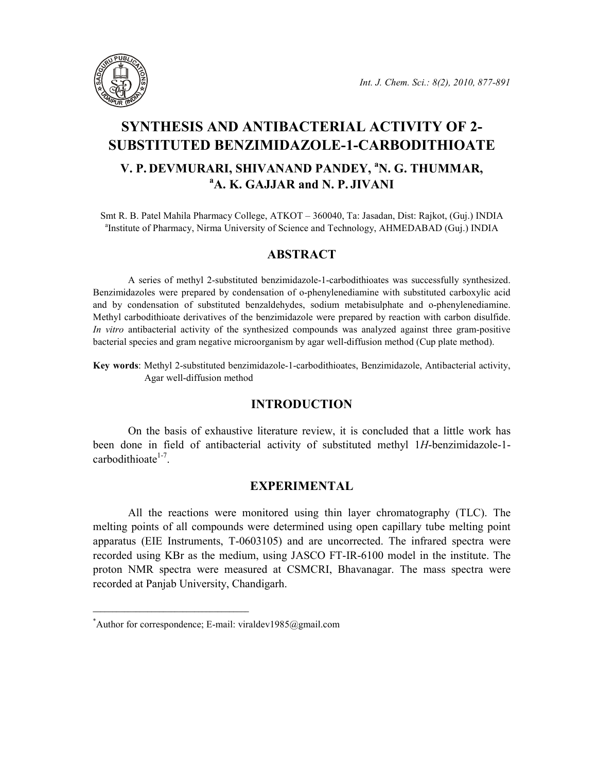# SYNTHESIS AND ANTIBACTERIAL ACTIVITY OF 2-SUBSTITUTED BENZIMIDAZOLE-1-CARBODITHIOATE

**V. P. DEVMURARI, SHIVANAND PANDEY, [a]N. G. THUMMAR, [a]A. K. GAJJAR and N. P. JIVANI**

Smt R. B. Patel Mahila Pharmacy College, ATKOT – 360040, Ta: Jasadan, Dist: Rajkot, (Guj.) INDIA
[a]Institute of Pharmacy, Nirma University of Science and Technology, AHMEDABAD (Guj.) INDIA

## ABSTRACT

A series of methyl 2-substituted benzimidazole-1-carbodithioates was successfully synthesized. Benzimidazoles were prepared by condensation of o-phenylenediamine with substituted carboxylic acid and by condensation of substituted benzaldehydes, sodium metabisulphate and o-phenylenediamine. Methyl carbodithioate derivatives of the benzimidazole were prepared by reaction with carbon disulfide. *In vitro* antibacterial activity of the synthesized compounds was analyzed against three gram-positive bacterial species and gram negative microorganism by agar well-diffusion method (Cup plate method).

**Key words**: Methyl 2-substituted benzimidazole-1-carbodithioates, Benzimidazole, Antibacterial activity, Agar well-diffusion method

## INTRODUCTION

On the basis of exhaustive literature review, it is concluded that a little work has been done in field of antibacterial activity of substituted methyl 1*H*-benzimidazole-1-carbodithioate[1-7].

## EXPERIMENTAL

All the reactions were monitored using thin layer chromatography (TLC). The melting points of all compounds were determined using open capillary tube melting point apparatus (EIE Instruments, T-0603105) and are uncorrected. The infrared spectra were recorded using KBr as the medium, using JASCO FT-IR-6100 model in the institute. The proton NMR spectra were measured at CSMCRI, Bhavanagar. The mass spectra were recorded at Panjab University, Chandigarh.

---

*Author for correspondence; E-mail: viraldev1985@gmail.com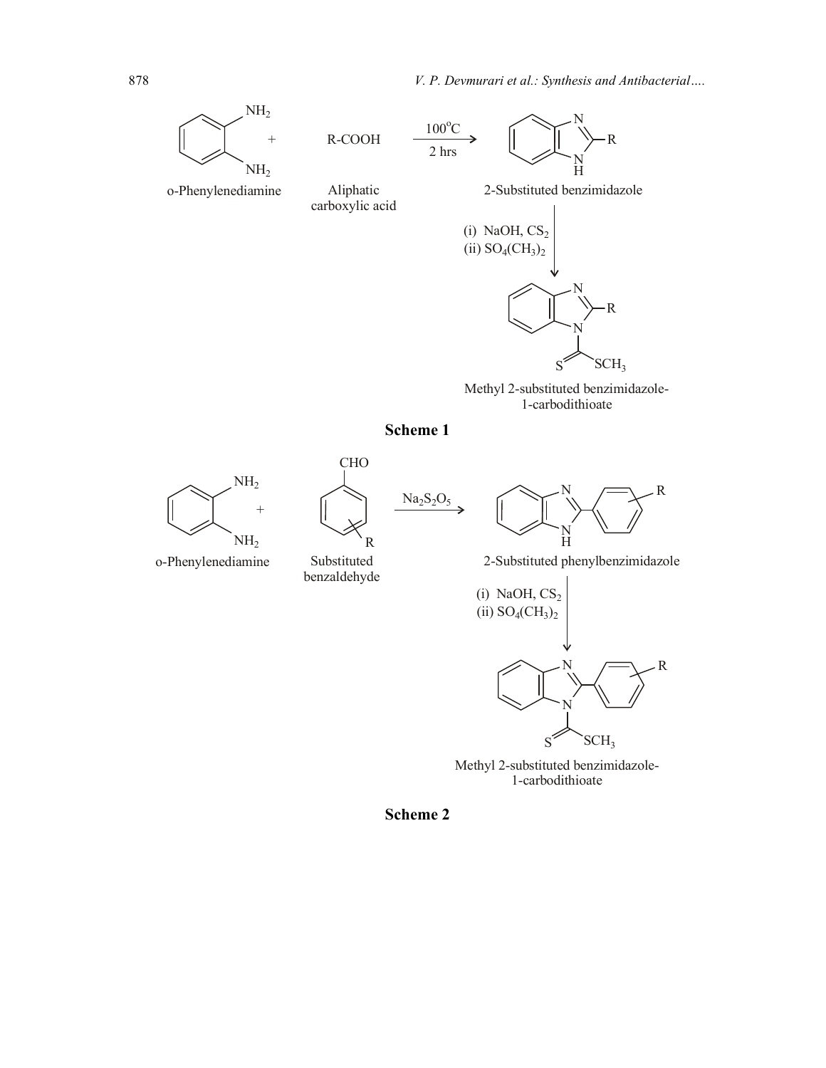o-Phenylenediamine + R-COOH (Aliphatic carboxylic acid) $\xrightarrow[2\ hrs]{100^{o}C}$ 2-Substituted benzimidazole

(i) NaOH, $CS_2$
(ii) $SO_4(CH_3)_2$

Methyl 2-substituted benzimidazole-1-carbodithioate

**Scheme 1**

o-Phenylenediamine + Substituted benzaldehyde $\xrightarrow{Na_2S_2O_5}$ 2-Substituted phenylbenzimidazole

(i) NaOH, $CS_2$
(ii) $SO_4(CH_3)_2$

Methyl 2-substituted benzimidazole-1-carbodithioate

**Scheme 2**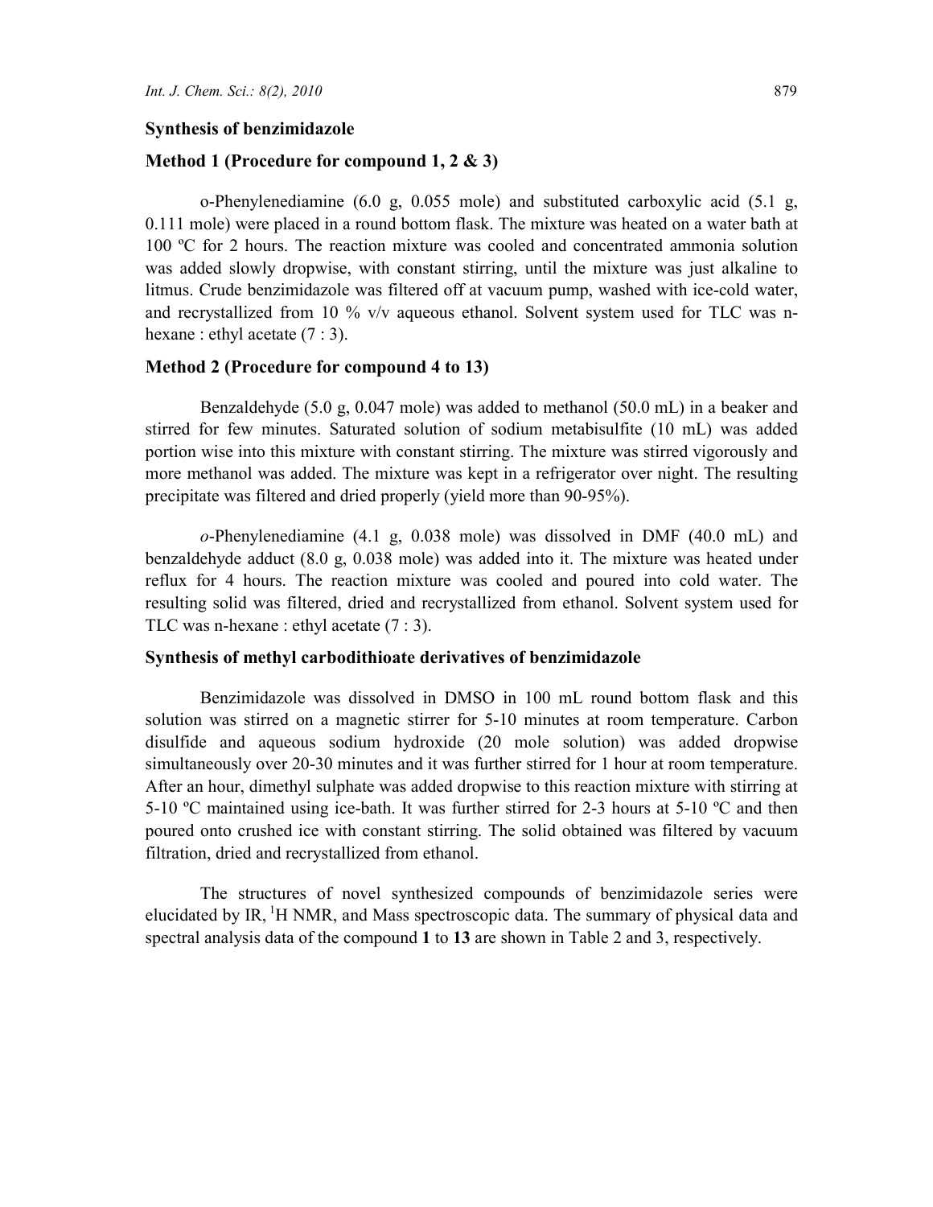### Synthesis of benzimidazole

### Method 1 (Procedure for compound 1, 2 & 3)

o-Phenylenediamine (6.0 g, 0.055 mole) and substituted carboxylic acid (5.1 g, 0.111 mole) were placed in a round bottom flask. The mixture was heated on a water bath at 100 ºC for 2 hours. The reaction mixture was cooled and concentrated ammonia solution was added slowly dropwise, with constant stirring, until the mixture was just alkaline to litmus. Crude benzimidazole was filtered off at vacuum pump, washed with ice-cold water, and recrystallized from 10 % v/v aqueous ethanol. Solvent system used for TLC was n-hexane : ethyl acetate (7 : 3).

### Method 2 (Procedure for compound 4 to 13)

Benzaldehyde (5.0 g, 0.047 mole) was added to methanol (50.0 mL) in a beaker and stirred for few minutes. Saturated solution of sodium metabisulfite (10 mL) was added portion wise into this mixture with constant stirring. The mixture was stirred vigorously and more methanol was added. The mixture was kept in a refrigerator over night. The resulting precipitate was filtered and dried properly (yield more than 90-95%).

*o*-Phenylenediamine (4.1 g, 0.038 mole) was dissolved in DMF (40.0 mL) and benzaldehyde adduct (8.0 g, 0.038 mole) was added into it. The mixture was heated under reflux for 4 hours. The reaction mixture was cooled and poured into cold water. The resulting solid was filtered, dried and recrystallized from ethanol. Solvent system used for TLC was n-hexane : ethyl acetate (7 : 3).

### Synthesis of methyl carbodithioate derivatives of benzimidazole

Benzimidazole was dissolved in DMSO in 100 mL round bottom flask and this solution was stirred on a magnetic stirrer for 5-10 minutes at room temperature. Carbon disulfide and aqueous sodium hydroxide (20 mole solution) was added dropwise simultaneously over 20-30 minutes and it was further stirred for 1 hour at room temperature. After an hour, dimethyl sulphate was added dropwise to this reaction mixture with stirring at 5-10 ºC maintained using ice-bath. It was further stirred for 2-3 hours at 5-10 ºC and then poured onto crushed ice with constant stirring. The solid obtained was filtered by vacuum filtration, dried and recrystallized from ethanol.

The structures of novel synthesized compounds of benzimidazole series were elucidated by IR, $^1$H NMR, and Mass spectroscopic data. The summary of physical data and spectral analysis data of the compound **1** to **13** are shown in Table 2 and 3, respectively.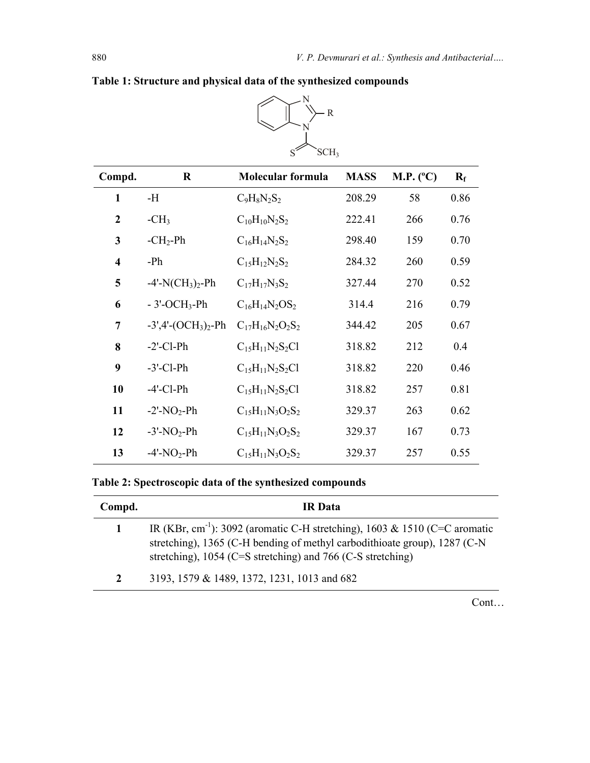**Table 1: Structure and physical data of the synthesized compounds**

| Compd. | R | Molecular formula | MASS | M.P. (ºC) | $R_f$ |
|---|---|---|---|---|---|
| **1** | -H | $C_9H_8N_2S_2$ | 208.29 | 58 | 0.86 |
| **2** | $-CH_3$ | $C_{10}H_{10}N_2S_2$ | 222.41 | 266 | 0.76 |
| **3** | $-CH_2$-Ph | $C_{16}H_{14}N_2S_2$ | 298.40 | 159 | 0.70 |
| **4** | -Ph | $C_{15}H_{12}N_2S_2$ | 284.32 | 260 | 0.59 |
| **5** | -4'-$N(CH_3)_2$-Ph | $C_{17}H_{17}N_3S_2$ | 327.44 | 270 | 0.52 |
| **6** | - 3'-$OCH_3$-Ph | $C_{16}H_{14}N_2OS_2$ | 314.4 | 216 | 0.79 |
| **7** | -3',4'-$(OCH_3)_2$-Ph | $C_{17}H_{16}N_2O_2S_2$ | 344.42 | 205 | 0.67 |
| **8** | -2'-Cl-Ph | $C_{15}H_{11}N_2S_2Cl$ | 318.82 | 212 | 0.4 |
| **9** | -3'-Cl-Ph | $C_{15}H_{11}N_2S_2Cl$ | 318.82 | 220 | 0.46 |
| **10** | -4'-Cl-Ph | $C_{15}H_{11}N_2S_2Cl$ | 318.82 | 257 | 0.81 |
| **11** | -2'-$NO_2$-Ph | $C_{15}H_{11}N_3O_2S_2$ | 329.37 | 263 | 0.62 |
| **12** | -3'-$NO_2$-Ph | $C_{15}H_{11}N_3O_2S_2$ | 329.37 | 167 | 0.73 |
| **13** | -4'-$NO_2$-Ph | $C_{15}H_{11}N_3O_2S_2$ | 329.37 | 257 | 0.55 |

**Table 2: Spectroscopic data of the synthesized compounds**

| Compd. | IR Data |
|---|---|
| **1** | IR (KBr, $cm^{-1}$): 3092 (aromatic C-H stretching), 1603 & 1510 (C=C aromatic stretching), 1365 (C-H bending of methyl carbodithioate group), 1287 (C-N stretching), 1054 (C=S stretching) and 766 (C-S stretching) |
| **2** | 3193, 1579 & 1489, 1372, 1231, 1013 and 682 |

Cont…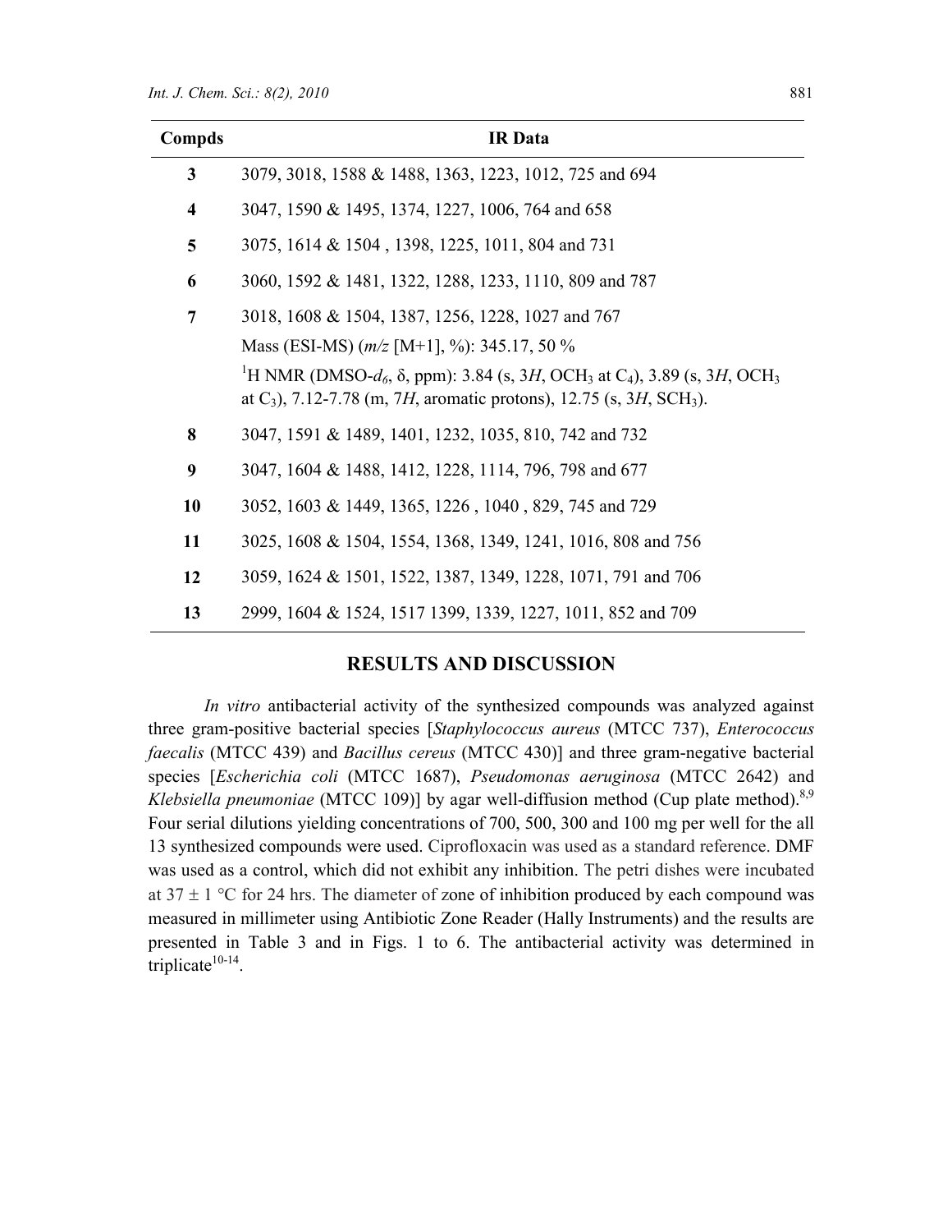| Compds | IR Data |
|---|---|
| **3** | 3079, 3018, 1588 & 1488, 1363, 1223, 1012, 725 and 694 |
| **4** | 3047, 1590 & 1495, 1374, 1227, 1006, 764 and 658 |
| **5** | 3075, 1614 & 1504 , 1398, 1225, 1011, 804 and 731 |
| **6** | 3060, 1592 & 1481, 1322, 1288, 1233, 1110, 809 and 787 |
| **7** | 3018, 1608 & 1504, 1387, 1256, 1228, 1027 and 767<br>Mass (ESI-MS) (*m/z* [M+1], %): 345.17, 50 %<br>$^{1}$H NMR (DMSO-$d_6$, δ, ppm): 3.84 (s, 3*H*, $OCH_3$ at $C_4$), 3.89 (s, 3*H*, $OCH_3$ at $C_3$), 7.12-7.78 (m, 7*H*, aromatic protons), 12.75 (s, 3*H*, $SCH_3$). |
| **8** | 3047, 1591 & 1489, 1401, 1232, 1035, 810, 742 and 732 |
| **9** | 3047, 1604 & 1488, 1412, 1228, 1114, 796, 798 and 677 |
| **10** | 3052, 1603 & 1449, 1365, 1226 , 1040 , 829, 745 and 729 |
| **11** | 3025, 1608 & 1504, 1554, 1368, 1349, 1241, 1016, 808 and 756 |
| **12** | 3059, 1624 & 1501, 1522, 1387, 1349, 1228, 1071, 791 and 706 |
| **13** | 2999, 1604 & 1524, 1517 1399, 1339, 1227, 1011, 852 and 709 |

## RESULTS AND DISCUSSION

*In vitro* antibacterial activity of the synthesized compounds was analyzed against three gram-positive bacterial species [*Staphylococcus aureus* (MTCC 737), *Enterococcus faecalis* (MTCC 439) and *Bacillus cereus* (MTCC 430)] and three gram-negative bacterial species [*Escherichia coli* (MTCC 1687), *Pseudomonas aeruginosa* (MTCC 2642) and *Klebsiella pneumoniae* (MTCC 109)] by agar well-diffusion method (Cup plate method).[8,9] Four serial dilutions yielding concentrations of 700, 500, 300 and 100 mg per well for the all 13 synthesized compounds were used. Ciprofloxacin was used as a standard reference. DMF was used as a control, which did not exhibit any inhibition. The petri dishes were incubated at 37 ± 1 °C for 24 hrs. The diameter of zone of inhibition produced by each compound was measured in millimeter using Antibiotic Zone Reader (Hally Instruments) and the results are presented in Table 3 and in Figs. 1 to 6. The antibacterial activity was determined in triplicate[10-14].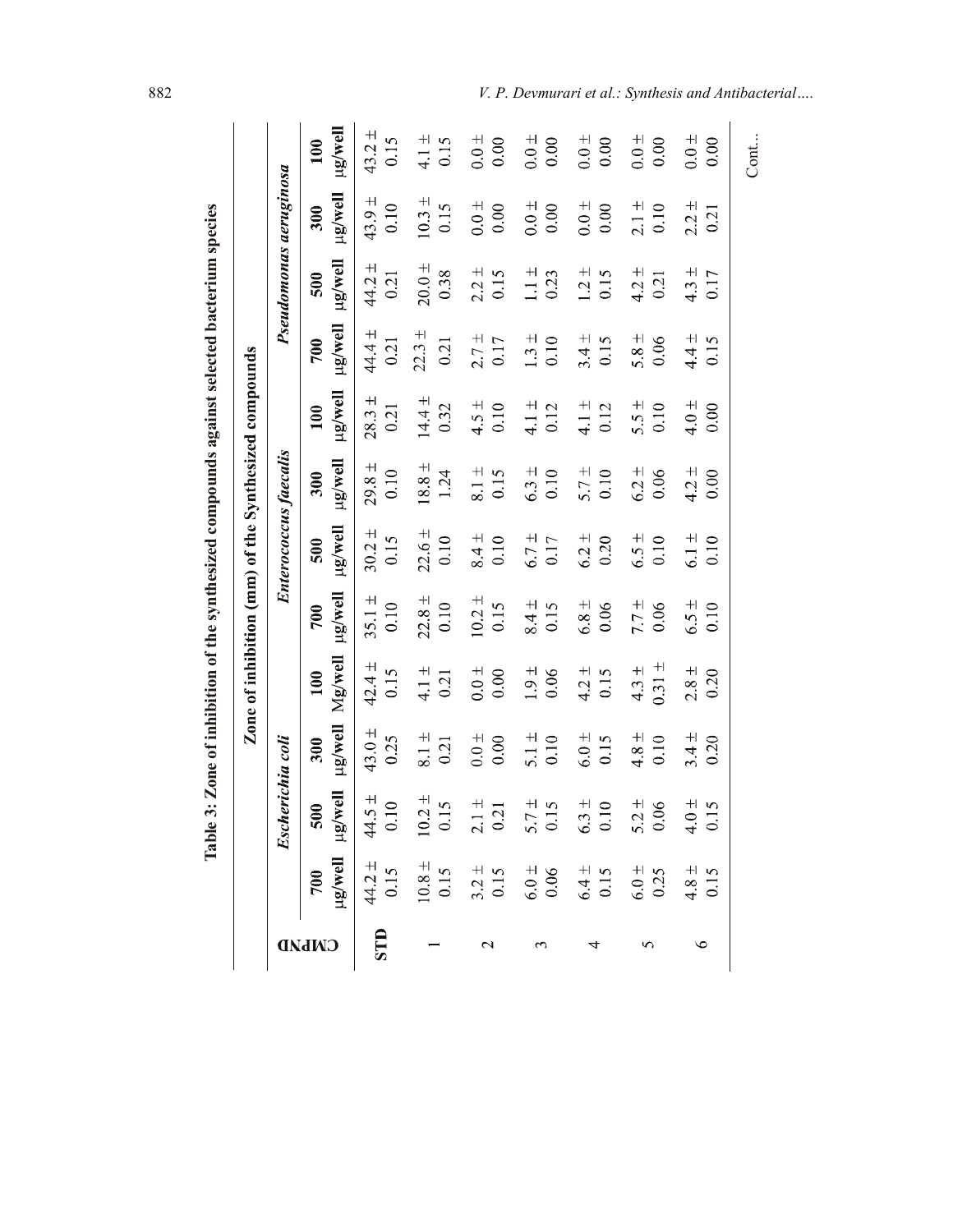**Table 3: Zone of inhibition of the synthesized compounds against selected bacterium species**

| CMPND | Zone of inhibition (mm) of the Synthesized compounds | | | | | | | | | | | |
|---|---|---|---|---|---|---|---|---|---|---|---|---|
| | *Escherichia coli* | | | | *Enterococcus faecalis* | | | | *Pseudomonas aeruginosa* | | | |
| | 700 µg/well | 500 µg/well | 300 µg/well | 100 Mg/well | 700 µg/well | 500 µg/well | 300 µg/well | 100 µg/well | 700 µg/well | 500 µg/well | 300 µg/well | 100 µg/well |
| **STD** | 44.2 ± 0.15 | 44.5 ± 0.10 | 43.0 ± 0.25 | 42.4 ± 0.15 | 35.1 ± 0.10 | 30.2 ± 0.15 | 29.8 ± 0.10 | 28.3 ± 0.21 | 44.4 ± 0.21 | 44.2 ± 0.21 | 43.9 ± 0.10 | 43.2 ± 0.15 |
| 1 | 10.8 ± 0.15 | 10.2 ± 0.15 | 8.1 ± 0.21 | 4.1 ± 0.21 | 22.8 ± 0.10 | 22.6 ± 0.10 | 18.8 ± 1.24 | 14.4 ± 0.32 | 22.3 ± 0.21 | 20.0 ± 0.38 | 10.3 ± 0.15 | 4.1 ± 0.15 |
| 2 | 3.2 ± 0.15 | 2.1 ± 0.21 | 0.0 ± 0.00 | 0.0 ± 0.00 | 10.2 ± 0.15 | 8.4 ± 0.10 | 8.1 ± 0.15 | 4.5 ± 0.10 | 2.7 ± 0.17 | 2.2 ± 0.15 | 0.0 ± 0.00 | 0.0 ± 0.00 |
| 3 | 6.0 ± 0.06 | 5.7 ± 0.15 | 5.1 ± 0.10 | 1.9 ± 0.06 | 8.4 ± 0.15 | 6.7 ± 0.17 | 6.3 ± 0.10 | 4.1 ± 0.12 | 1.3 ± 0.10 | 1.1 ± 0.23 | 0.0 ± 0.00 | 0.0 ± 0.00 |
| 4 | 6.4 ± 0.15 | 6.3 ± 0.10 | 6.0 ± 0.15 | 4.2 ± 0.15 | 6.8 ± 0.06 | 6.2 ± 0.20 | 5.7 ± 0.10 | 4.1 ± 0.12 | 3.4 ± 0.15 | 1.2 ± 0.15 | 0.0 ± 0.00 | 0.0 ± 0.00 |
| 5 | 6.0 ± 0.25 | 5.2 ± 0.06 | 4.8 ± 0.10 | 4.3 ± 0.31 ± | 7.7 ± 0.06 | 6.5 ± 0.10 | 6.2 ± 0.06 | 5.5 ± 0.10 | 5.8 ± 0.06 | 4.2 ± 0.21 | 2.1 ± 0.10 | 0.0 ± 0.00 |
| 6 | 4.8 ± 0.15 | 4.0 ± 0.15 | 3.4 ± 0.20 | 2.8 ± 0.20 | 6.5 ± 0.10 | 6.1 ± 0.10 | 4.2 ± 0.00 | 4.0 ± 0.00 | 4.4 ± 0.15 | 4.3 ± 0.17 | 2.2 ± 0.21 | 0.0 ± 0.00 |

Cont...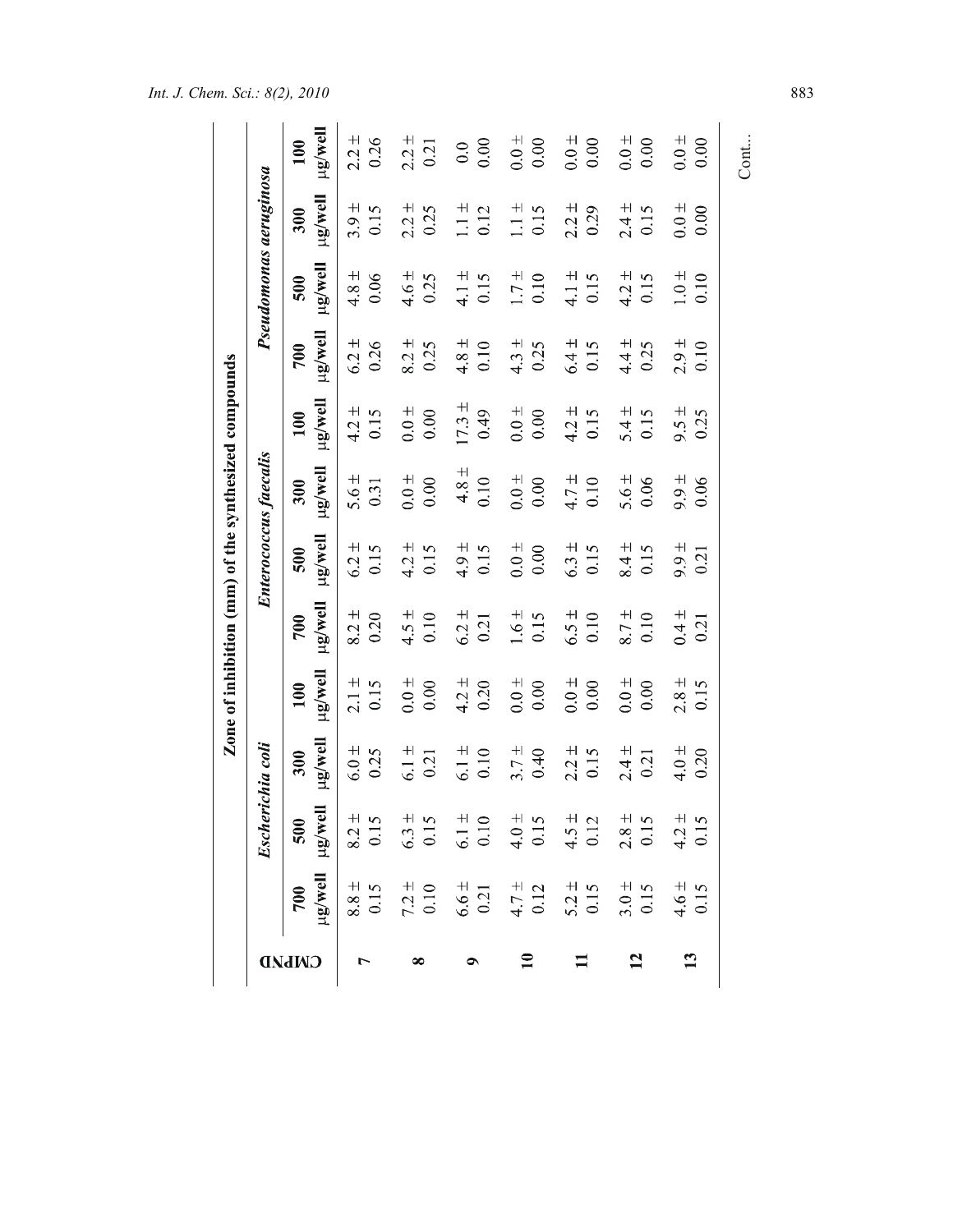**Zone of inhibition (mm) of the synthesized compounds**

| CMPND | *Escherichia coli* | | | | *Enterococcus faecalis* | | | | *Pseudomonas aeruginosa* | | | |
|---|---|---|---|---|---|---|---|---|---|---|---|---|
| | 700 μg/well | 500 μg/well | 300 μg/well | 100 μg/well | 700 μg/well | 500 μg/well | 300 μg/well | 100 μg/well | 700 μg/well | 500 μg/well | 300 μg/well | 100 μg/well |
| **7** | 8.8 ± 0.15 | 8.2 ± 0.15 | 6.0 ± 0.25 | 2.1 ± 0.15 | 8.2 ± 0.20 | 6.2 ± 0.15 | 5.6 ± 0.31 | 4.2 ± 0.15 | 6.2 ± 0.26 | 4.8 ± 0.06 | 3.9 ± 0.15 | 2.2 ± 0.26 |
| **8** | 7.2 ± 0.10 | 6.3 ± 0.15 | 6.1 ± 0.21 | 0.0 ± 0.00 | 4.5 ± 0.10 | 4.2 ± 0.15 | 0.0 ± 0.00 | 0.0 ± 0.00 | 8.2 ± 0.25 | 4.6 ± 0.25 | 2.2 ± 0.25 | 2.2 ± 0.21 |
| **9** | 6.6 ± 0.21 | 6.1 ± 0.10 | 6.1 ± 0.10 | 4.2 ± 0.20 | 6.2 ± 0.21 | 4.9 ± 0.15 | 4.8 ± 0.10 | 17.3 ± 0.49 | 4.8 ± 0.10 | 4.1 ± 0.15 | 1.1 ± 0.12 | 0.0 0.00 |
| **10** | 4.7 ± 0.12 | 4.0 ± 0.15 | 3.7 ± 0.40 | 0.0 ± 0.00 | 1.6 ± 0.15 | 0.0 ± 0.00 | 0.0 ± 0.00 | 0.0 ± 0.00 | 4.3 ± 0.25 | 1.7 ± 0.10 | 1.1 ± 0.15 | 0.0 ± 0.00 |
| **11** | 5.2 ± 0.15 | 4.5 ± 0.12 | 2.2 ± 0.15 | 0.0 ± 0.00 | 6.5 ± 0.10 | 6.3 ± 0.15 | 4.7 ± 0.10 | 4.2 ± 0.15 | 6.4 ± 0.15 | 4.1 ± 0.15 | 2.2 ± 0.29 | 0.0 ± 0.00 |
| **12** | 3.0 ± 0.15 | 2.8 ± 0.15 | 2.4 ± 0.21 | 0.0 ± 0.00 | 8.7 ± 0.10 | 8.4 ± 0.15 | 5.6 ± 0.06 | 5.4 ± 0.15 | 4.4 ± 0.25 | 4.2 ± 0.15 | 2.4 ± 0.15 | 0.0 ± 0.00 |
| **13** | 4.6 ± 0.15 | 4.2 ± 0.15 | 4.0 ± 0.20 | 2.8 ± 0.15 | 0.4 ± 0.21 | 9.9 ± 0.21 | 9.9 ± 0.06 | 9.5 ± 0.25 | 2.9 ± 0.10 | 1.0 ± 0.10 | 0.0 ± 0.00 | 0.0 ± 0.00 |

Cont...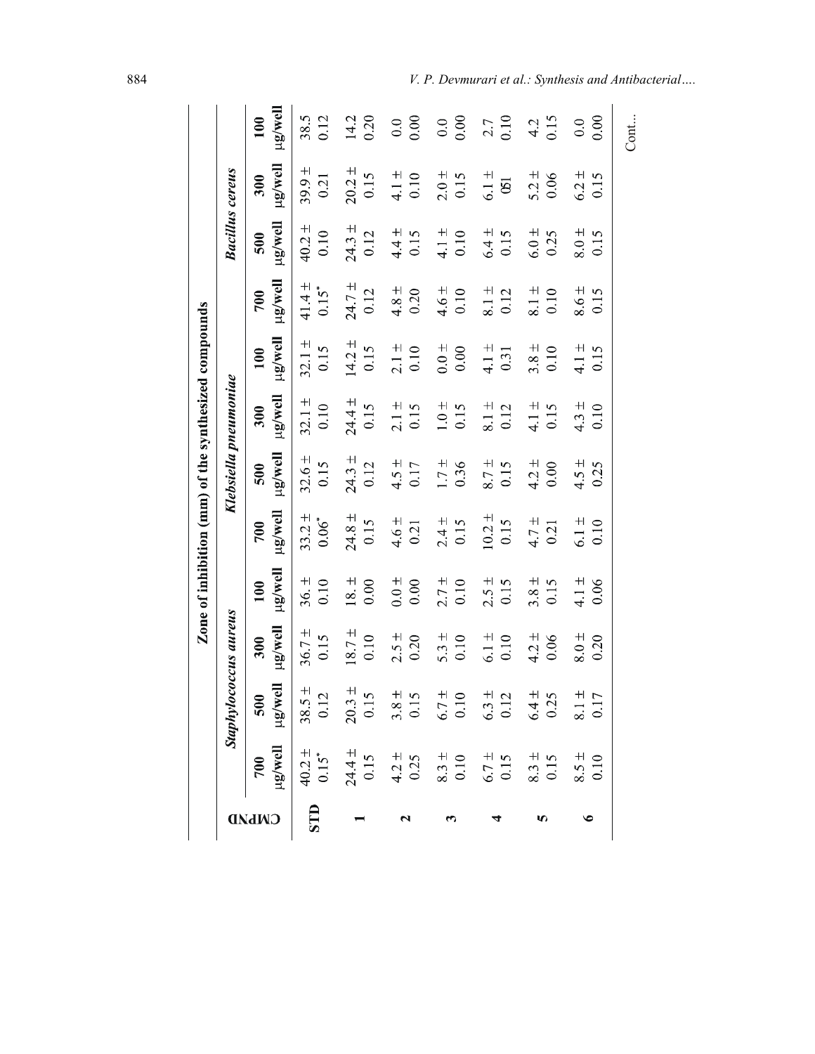| CMPND | Zone of inhibition (mm) of the synthesized compounds | | | | | | | | | | | |
|---|---|---|---|---|---|---|---|---|---|---|---|---|
| | *Staphylococcus aureus* | | | | *Klebsiella pneumoniae* | | | | *Bacillus cereus* | | | |
| | 700 µg/well | 500 µg/well | 300 µg/well | 100 µg/well | 700 µg/well | 500 µg/well | 300 µg/well | 100 µg/well | 700 µg/well | 500 µg/well | 300 µg/well | 100 µg/well |
| **STD** | 40.2 ± 0.15* | 38.5 ± 0.12 | 36.7 ± 0.15 | 36. ± 0.10 | 33.2 ± 0.06* | 32.6 ± 0.15 | 32.1 ± 0.10 | 32.1 ± 0.15 | 41.4 ± 0.15* | 40.2 ± 0.10 | 39.9 ± 0.21 | 38.5 0.12 |
| **1** | 24.4 ± 0.15 | 20.3 ± 0.15 | 18.7 ± 0.10 | 18. ± 0.00 | 24.8 ± 0.15 | 24.3 ± 0.12 | 24.4 ± 0.15 | 14.2 ± 0.15 | 24.7 ± 0.12 | 24.3 ± 0.12 | 20.2 ± 0.15 | 14.2 0.20 |
| **2** | 4.2 ± 0.25 | 3.8 ± 0.15 | 2.5 ± 0.20 | 0.0 ± 0.00 | 4.6 ± 0.21 | 4.5 ± 0.17 | 2.1 ± 0.15 | 2.1 ± 0.10 | 4.8 ± 0.20 | 4.4 ± 0.15 | 4.1 ± 0.10 | 0.0 0.00 |
| **3** | 8.3 ± 0.10 | 6.7 ± 0.10 | 5.3 ± 0.10 | 2.7 ± 0.10 | 2.4 ± 0.15 | 1.7 ± 0.36 | 1.0 ± 0.15 | 0.0 ± 0.00 | 4.6 ± 0.10 | 4.1 ± 0.10 | 2.0 ± 0.15 | 0.0 0.00 |
| **4** | 6.7 ± 0.15 | 6.3 ± 0.12 | 6.1 ± 0.10 | 2.5 ± 0.15 | 10.2 ± 0.15 | 8.7 ± 0.15 | 8.1 ± 0.12 | 4.1 ± 0.31 | 8.1 ± 0.12 | 6.4 ± 0.15 | 6.1 ± 0.51 | 2.7 0.10 |
| **5** | 8.3 ± 0.15 | 6.4 ± 0.25 | 4.2 ± 0.06 | 3.8 ± 0.15 | 4.7 ± 0.21 | 4.2 ± 0.00 | 4.1 ± 0.15 | 3.8 ± 0.10 | 8.1 ± 0.10 | 6.0 ± 0.25 | 5.2 ± 0.06 | 4.2 0.15 |
| **6** | 8.5 ± 0.10 | 8.1 ± 0.17 | 8.0 ± 0.20 | 4.1 ± 0.06 | 6.1 ± 0.10 | 4.5 ± 0.25 | 4.3 ± 0.10 | 4.1 ± 0.15 | 8.6 ± 0.15 | 8.0 ± 0.15 | 6.2 ± 0.15 | 0.0 0.00 |

Cont...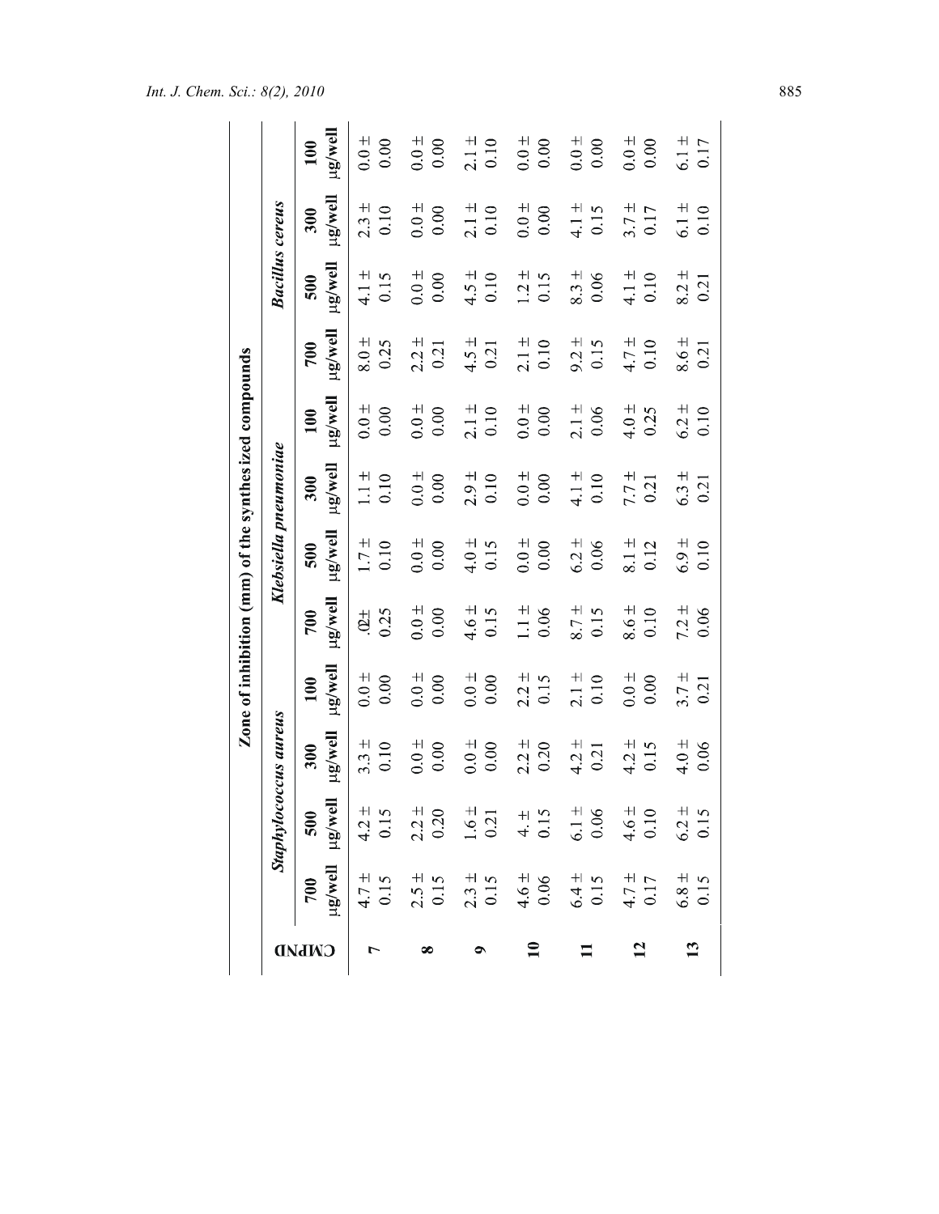**Zone of inhibition (mm) of the synthesized compounds**

| CMPND | *Staphylococcus aureus* | | | | *Klebsiella pneumoniae* | | | | *Bacillus cereus* | | | |
|---|---|---|---|---|---|---|---|---|---|---|---|---|
| | 700 µg/well | 500 µg/well | 300 µg/well | 100 µg/well | 700 µg/well | 500 µg/well | 300 µg/well | 100 µg/well | 700 µg/well | 500 µg/well | 300 µg/well | 100 µg/well |
| **7** | 4.7 ± 0.15 | 4.2 ± 0.15 | 3.3 ± 0.10 | 0.0 ± 0.00 | .0± 0.25 | 1.7 ± 0.10 | 1.1 ± 0.10 | 0.0 ± 0.00 | 8.0 ± 0.25 | 4.1 ± 0.15 | 2.3 ± 0.10 | 0.0 ± 0.00 |
| **8** | 2.5 ± 0.15 | 2.2 ± 0.20 | 0.0 ± 0.00 | 0.0 ± 0.00 | 0.0 ± 0.00 | 0.0 ± 0.00 | 0.0 ± 0.00 | 0.0 ± 0.00 | 2.2 ± 0.21 | 0.0 ± 0.00 | 0.0 ± 0.00 | 0.0 ± 0.00 |
| **9** | 2.3 ± 0.15 | 1.6 ± 0.21 | 0.0 ± 0.00 | 0.0 ± 0.00 | 4.6 ± 0.15 | 4.0 ± 0.15 | 2.9 ± 0.10 | 2.1 ± 0.10 | 4.5 ± 0.21 | 4.5 ± 0.10 | 2.1 ± 0.10 | 2.1 ± 0.10 |
| **10** | 4.6 ± 0.06 | 4. ± 0.15 | 2.2 ± 0.20 | 2.2 ± 0.15 | 1.1 ± 0.06 | 0.0 ± 0.00 | 0.0 ± 0.00 | 0.0 ± 0.00 | 2.1 ± 0.10 | 1.2 ± 0.15 | 0.0 ± 0.00 | 0.0 ± 0.00 |
| **11** | 6.4 ± 0.15 | 6.1 ± 0.06 | 4.2 ± 0.21 | 2.1 ± 0.10 | 8.7 ± 0.15 | 6.2 ± 0.06 | 4.1 ± 0.10 | 2.1 ± 0.06 | 9.2 ± 0.15 | 8.3 ± 0.06 | 4.1 ± 0.15 | 0.0 ± 0.00 |
| **12** | 4.7 ± 0.17 | 4.6 ± 0.10 | 4.2 ± 0.15 | 0.0 ± 0.00 | 8.6 ± 0.10 | 8.1 ± 0.12 | 7.7 ± 0.21 | 4.0 ± 0.25 | 4.7 ± 0.10 | 4.1 ± 0.10 | 3.7 ± 0.17 | 0.0 ± 0.00 |
| **13** | 6.8 ± 0.15 | 6.2 ± 0.15 | 4.0 ± 0.06 | 3.7 ± 0.21 | 7.2 ± 0.06 | 6.9 ± 0.10 | 6.3 ± 0.21 | 6.2 ± 0.10 | 8.6 ± 0.21 | 8.2 ± 0.21 | 6.1 ± 0.10 | 6.1 ± 0.17 |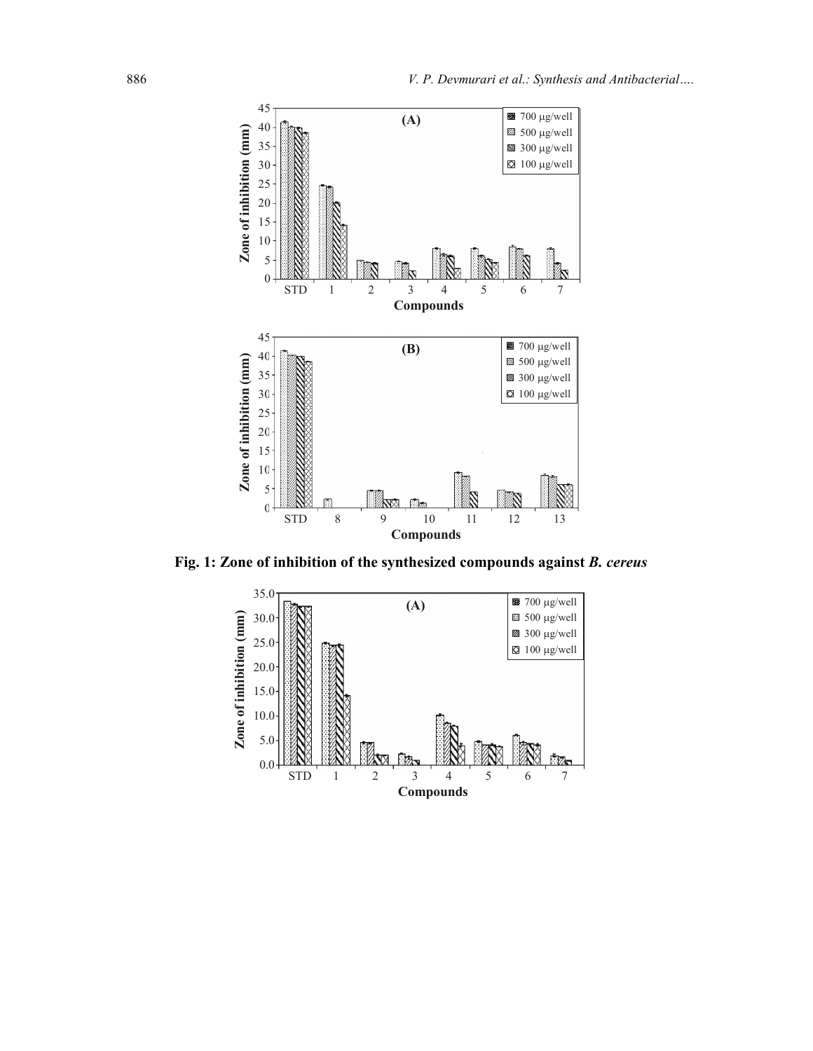Fig. 1: Zone of inhibition of the synthesized compounds against *B. cereus*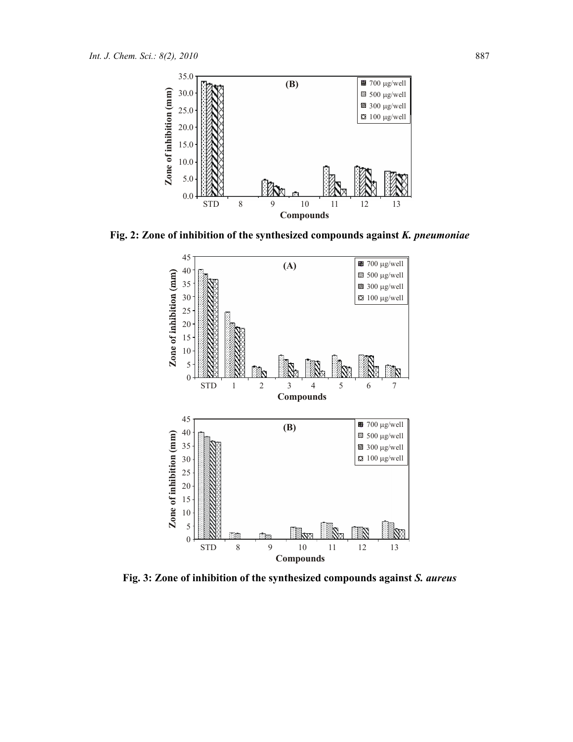Fig. 2: Zone of inhibition of the synthesized compounds against *K. pneumoniae*

Fig. 3: Zone of inhibition of the synthesized compounds against *S. aureus*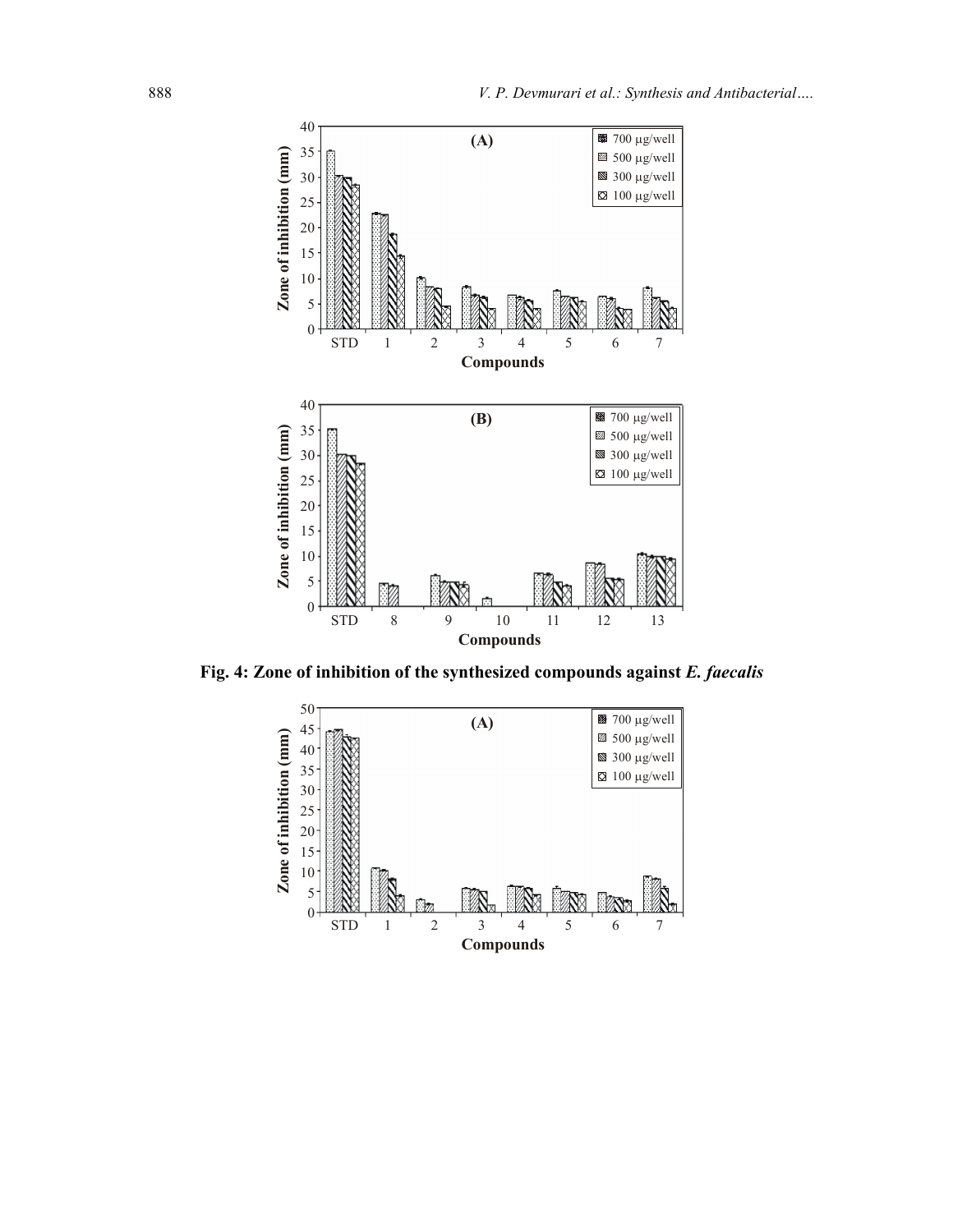Fig. 4: Zone of inhibition of the synthesized compounds against *E. faecalis*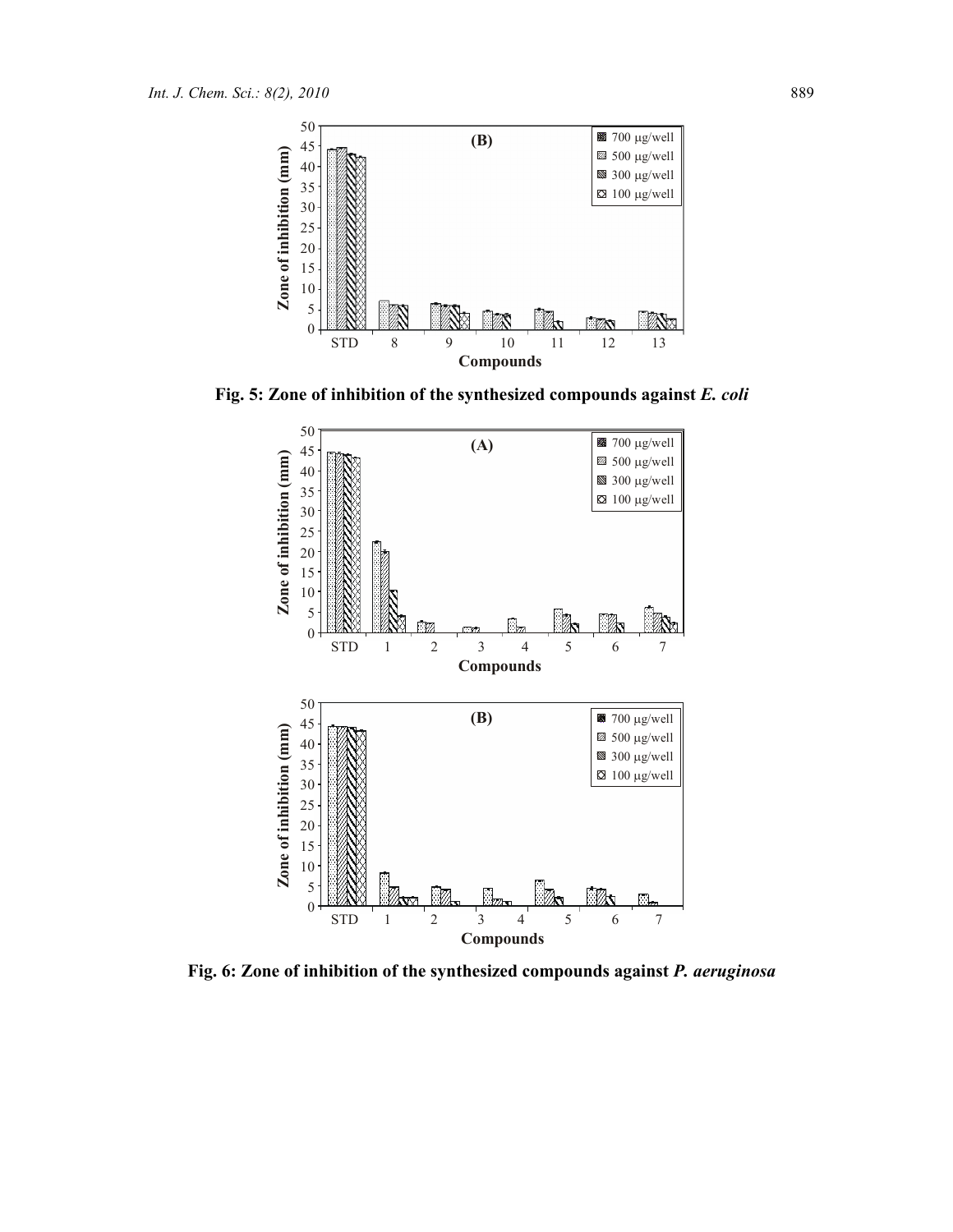Fig. 5: Zone of inhibition of the synthesized compounds against *E. coli*

Fig. 6: Zone of inhibition of the synthesized compounds against *P. aeruginosa*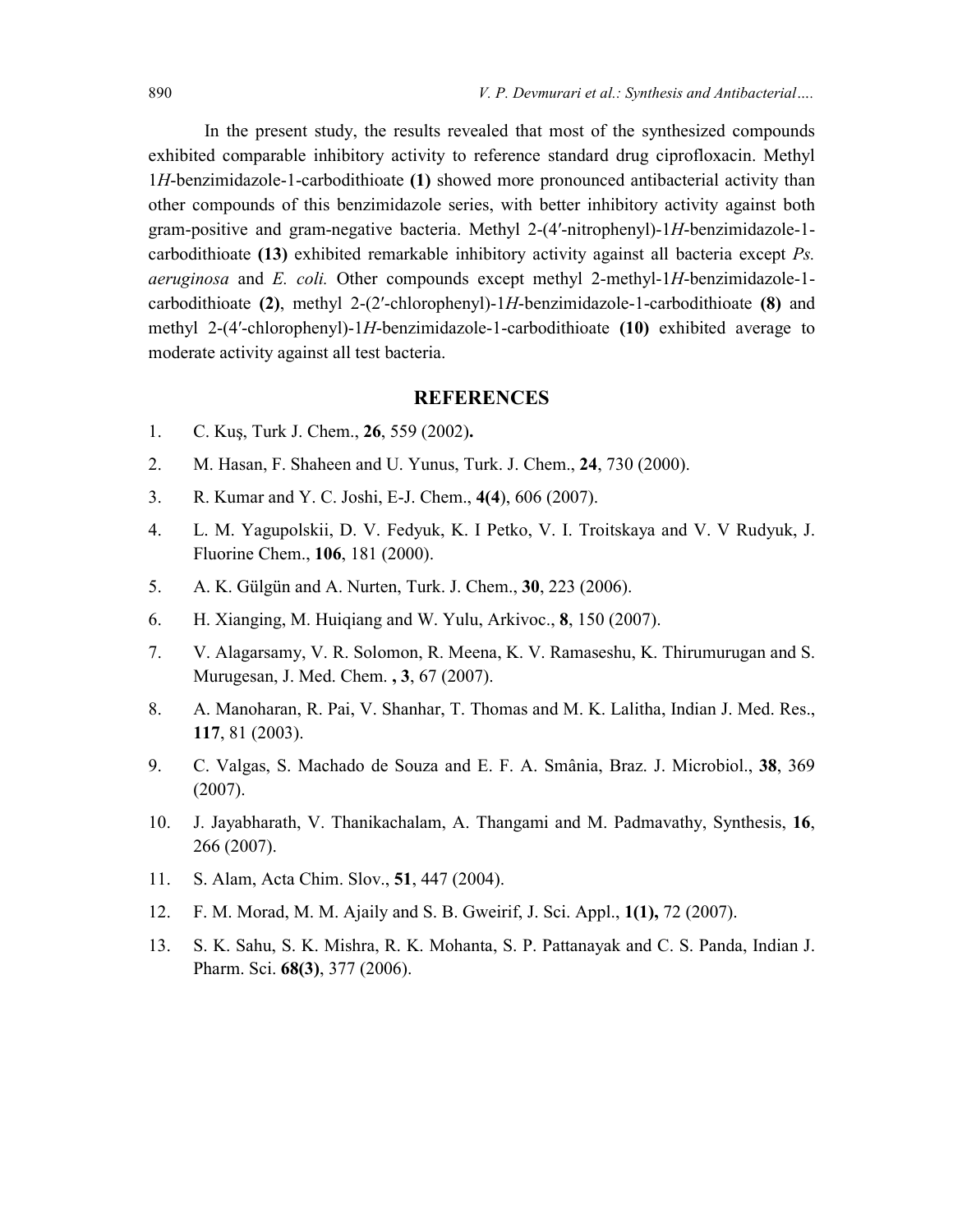In the present study, the results revealed that most of the synthesized compounds exhibited comparable inhibitory activity to reference standard drug ciprofloxacin. Methyl 1*H*-benzimidazole-1-carbodithioate **(1)** showed more pronounced antibacterial activity than other compounds of this benzimidazole series, with better inhibitory activity against both gram-positive and gram-negative bacteria. Methyl 2-(4′-nitrophenyl)-1*H*-benzimidazole-1-carbodithioate **(13)** exhibited remarkable inhibitory activity against all bacteria except *Ps. aeruginosa* and *E. coli.* Other compounds except methyl 2-methyl-1*H*-benzimidazole-1-carbodithioate **(2)**, methyl 2-(2′-chlorophenyl)-1*H*-benzimidazole-1-carbodithioate **(8)** and methyl 2-(4′-chlorophenyl)-1*H*-benzimidazole-1-carbodithioate **(10)** exhibited average to moderate activity against all test bacteria.

## REFERENCES

1. C. Kuş, Turk J. Chem., **26**, 559 (2002)**.**
2. M. Hasan, F. Shaheen and U. Yunus, Turk. J. Chem., **24**, 730 (2000).
3. R. Kumar and Y. C. Joshi, E-J. Chem., **4(4**), 606 (2007).
4. L. M. Yagupolskii, D. V. Fedyuk, K. I Petko, V. I. Troitskaya and V. V Rudyuk, J. Fluorine Chem., **106**, 181 (2000).
5. A. K. Gülgün and A. Nurten, Turk. J. Chem., **30**, 223 (2006).
6. H. Xianging, M. Huiqiang and W. Yulu, Arkivoc., **8**, 150 (2007).
7. V. Alagarsamy, V. R. Solomon, R. Meena, K. V. Ramaseshu, K. Thirumurugan and S. Murugesan, J. Med. Chem. **, 3**, 67 (2007).
8. A. Manoharan, R. Pai, V. Shanhar, T. Thomas and M. K. Lalitha, Indian J. Med. Res., **117**, 81 (2003).
9. C. Valgas, S. Machado de Souza and E. F. A. Smânia, Braz. J. Microbiol., **38**, 369 (2007).
10. J. Jayabharath, V. Thanikachalam, A. Thangami and M. Padmavathy, Synthesis, **16**, 266 (2007).
11. S. Alam, Acta Chim. Slov., **51**, 447 (2004).
12. F. M. Morad, M. M. Ajaily and S. B. Gweirif, J. Sci. Appl., **1(1),** 72 (2007).
13. S. K. Sahu, S. K. Mishra, R. K. Mohanta, S. P. Pattanayak and C. S. Panda, Indian J. Pharm. Sci. **68(3)**, 377 (2006).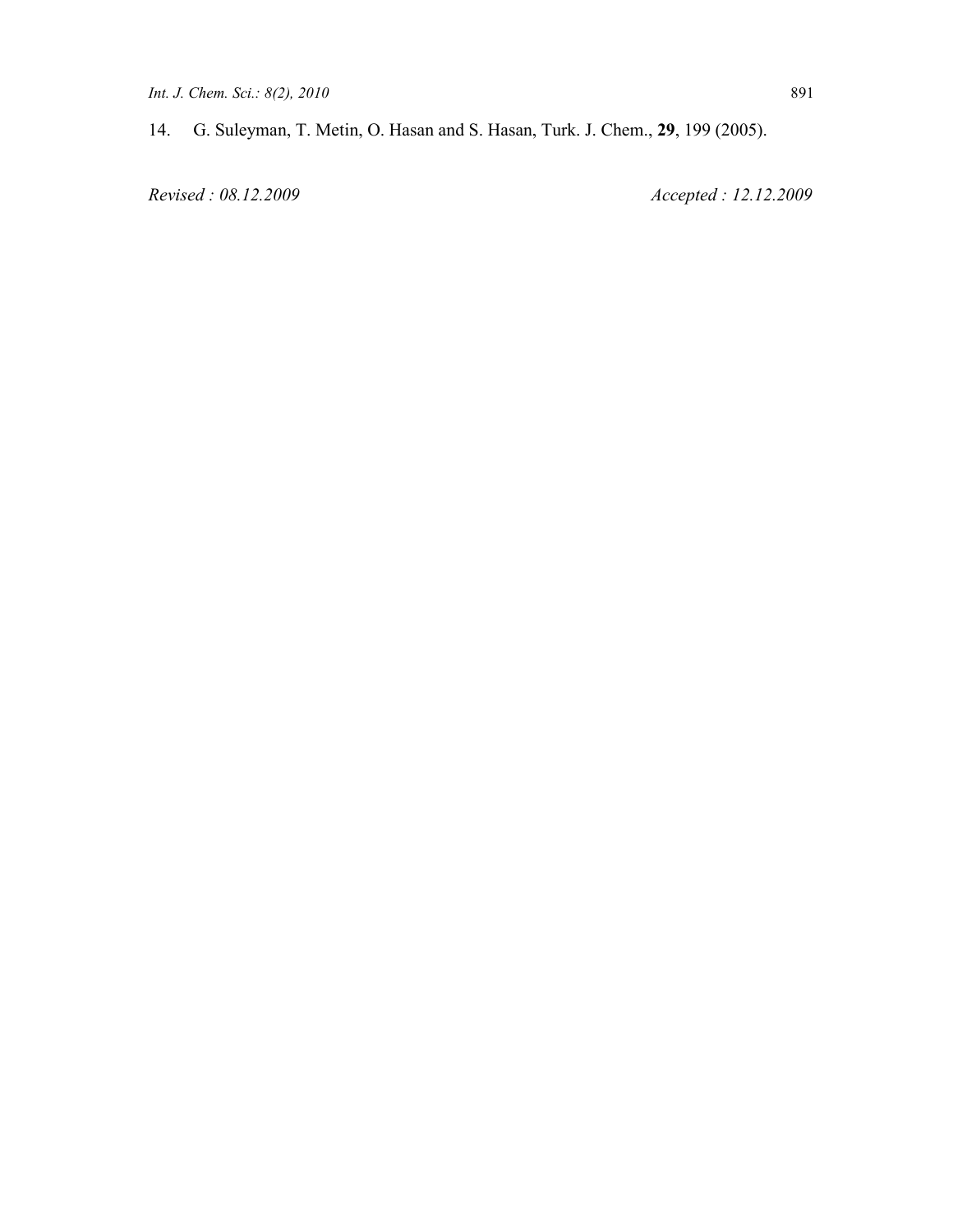14. G. Suleyman, T. Metin, O. Hasan and S. Hasan, Turk. J. Chem., **29**, 199 (2005).

*Revised : 08.12.2009* *Accepted : 12.12.2009*